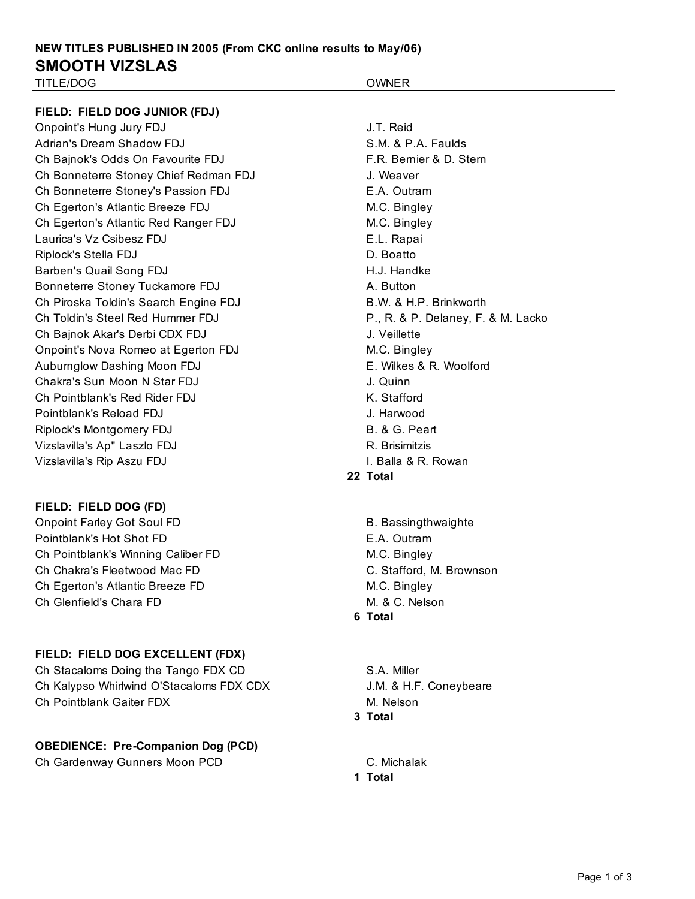**NEW TITLES PUBLISHED IN 2005 (From CKC online results to May/06)**

# SMOOTH VIZSLAS

| TITLE/DOG | OWNER |
|---|---|
| **FIELD: FIELD DOG JUNIOR (FDJ)** | |
| Onpoint's Hung Jury FDJ | J.T. Reid |
| Adrian's Dream Shadow FDJ | S.M. & P.A. Faulds |
| Ch Bajnok's Odds On Favourite FDJ | F.R. Bernier & D. Stern |
| Ch Bonneterre Stoney Chief Redman FDJ | J. Weaver |
| Ch Bonneterre Stoney's Passion FDJ | E.A. Outram |
| Ch Egerton's Atlantic Breeze FDJ | M.C. Bingley |
| Ch Egerton's Atlantic Red Ranger FDJ | M.C. Bingley |
| Laurica's Vz Csibesz FDJ | E.L. Rapai |
| Riplock's Stella FDJ | D. Boatto |
| Barben's Quail Song FDJ | H.J. Handke |
| Bonneterre Stoney Tuckamore FDJ | A. Button |
| Ch Piroska Toldin's Search Engine FDJ | B.W. & H.P. Brinkworth |
| Ch Toldin's Steel Red Hummer FDJ | P., R. & P. Delaney, F. & M. Lacko |
| Ch Bajnok Akar's Derbi CDX FDJ | J. Veillette |
| Onpoint's Nova Romeo at Egerton FDJ | M.C. Bingley |
| Auburnglow Dashing Moon FDJ | E. Wilkes & R. Woolford |
| Chakra's Sun Moon N Star FDJ | J. Quinn |
| Ch Pointblank's Red Rider FDJ | K. Stafford |
| Pointblank's Reload FDJ | J. Harwood |
| Riplock's Montgomery FDJ | B. & G. Peart |
| Vizslavilla's Ap" Laszlo FDJ | R. Brisimitzis |
| Vizslavilla's Rip Aszu FDJ | I. Balla & R. Rowan |
| **22 Total** | |
| **FIELD: FIELD DOG (FD)** | |
| Onpoint Farley Got Soul FD | B. Bassingthwaighte |
| Pointblank's Hot Shot FD | E.A. Outram |
| Ch Pointblank's Winning Caliber FD | M.C. Bingley |
| Ch Chakra's Fleetwood Mac FD | C. Stafford, M. Brownson |
| Ch Egerton's Atlantic Breeze FD | M.C. Bingley |
| Ch Glenfield's Chara FD | M. & C. Nelson |
| **6 Total** | |
| **FIELD: FIELD DOG EXCELLENT (FDX)** | |
| Ch Stacaloms Doing the Tango FDX CD | S.A. Miller |
| Ch Kalypso Whirlwind O'Stacaloms FDX CDX | J.M. & H.F. Coneybeare |
| Ch Pointblank Gaiter FDX | M. Nelson |
| **3 Total** | |
| **OBEDIENCE: Pre-Companion Dog (PCD)** | |
| Ch Gardenway Gunners Moon PCD | C. Michalak |
| **1 Total** | |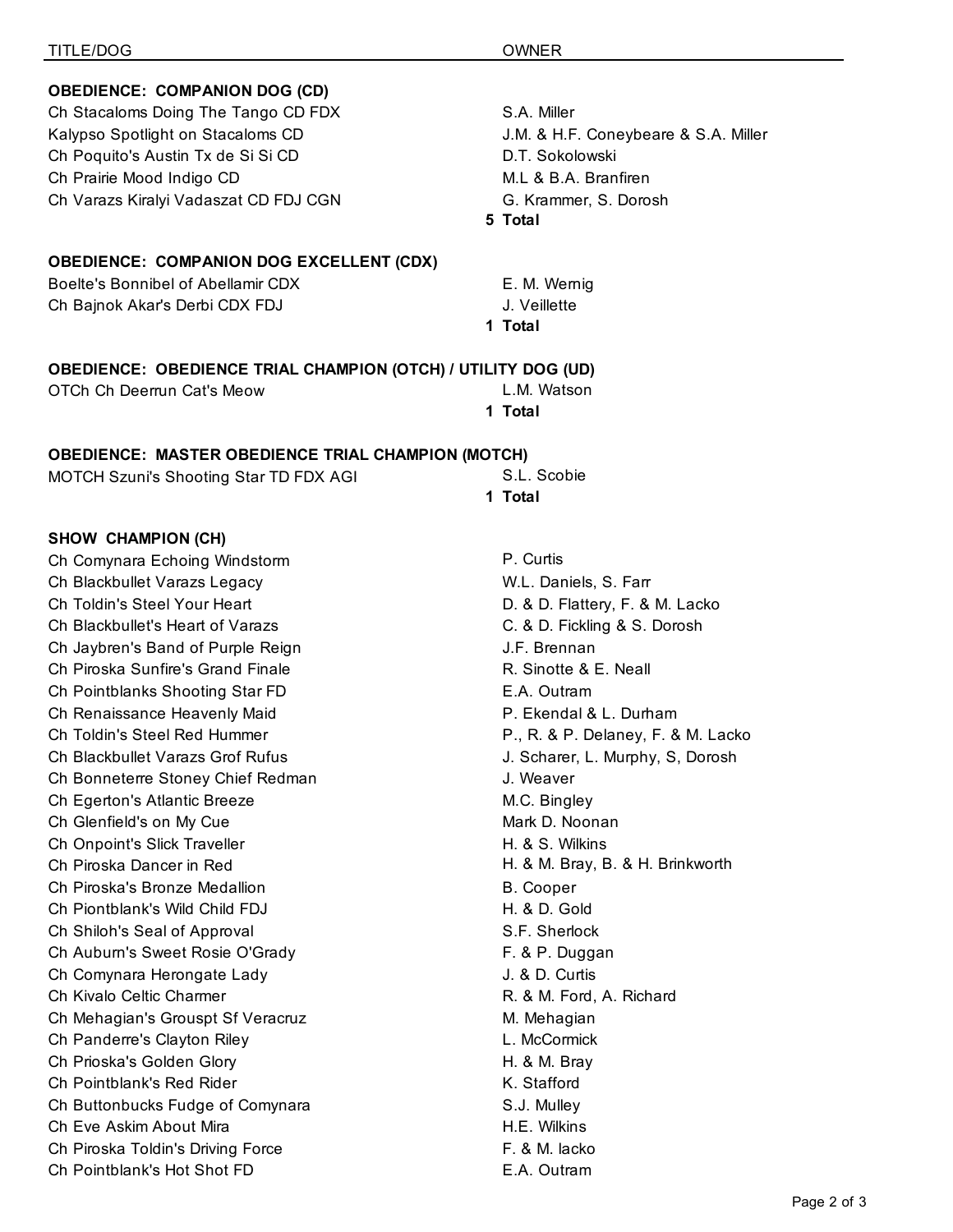| TITLE/DOG | OWNER |
| --- | --- |
| **OBEDIENCE: COMPANION DOG (CD)** | |
| Ch Stacaloms Doing The Tango CD FDX | S.A. Miller |
| Kalypso Spotlight on Stacaloms CD | J.M. & H.F. Coneybeare & S.A. Miller |
| Ch Poquito's Austin Tx de Si Si CD | D.T. Sokolowski |
| Ch Prairie Mood Indigo CD | M.L & B.A. Branfiren |
| Ch Varazs Kiralyi Vadaszat CD FDJ CGN | G. Krammer, S. Dorosh |
| | **5 Total** |
| **OBEDIENCE: COMPANION DOG EXCELLENT (CDX)** | |
| Boelte's Bonnibel of Abellamir CDX | E. M. Wernig |
| Ch Bajnok Akar's Derbi CDX FDJ | J. Veillette |
| | **1 Total** |
| **OBEDIENCE: OBEDIENCE TRIAL CHAMPION (OTCH) / UTILITY DOG (UD)** | |
| OTCh Ch Deerrun Cat's Meow | L.M. Watson |
| | **1 Total** |
| **OBEDIENCE: MASTER OBEDIENCE TRIAL CHAMPION (MOTCH)** | |
| MOTCH Szuni's Shooting Star TD FDX AGI | S.L. Scobie |
| | **1 Total** |
| **SHOW CHAMPION (CH)** | |
| Ch Comynara Echoing Windstorm | P. Curtis |
| Ch Blackbullet Varazs Legacy | W.L. Daniels, S. Farr |
| Ch Toldin's Steel Your Heart | D. & D. Flattery, F. & M. Lacko |
| Ch Blackbullet's Heart of Varazs | C. & D. Fickling & S. Dorosh |
| Ch Jaybren's Band of Purple Reign | J.F. Brennan |
| Ch Piroska Sunfire's Grand Finale | R. Sinotte & E. Neall |
| Ch Pointblanks Shooting Star FD | E.A. Outram |
| Ch Renaissance Heavenly Maid | P. Ekendal & L. Durham |
| Ch Toldin's Steel Red Hummer | P., R. & P. Delaney, F. & M. Lacko |
| Ch Blackbullet Varazs Grof Rufus | J. Scharer, L. Murphy, S, Dorosh |
| Ch Bonneterre Stoney Chief Redman | J. Weaver |
| Ch Egerton's Atlantic Breeze | M.C. Bingley |
| Ch Glenfield's on My Cue | Mark D. Noonan |
| Ch Onpoint's Slick Traveller | H. & S. Wilkins |
| Ch Piroska Dancer in Red | H. & M. Bray, B. & H. Brinkworth |
| Ch Piroska's Bronze Medallion | B. Cooper |
| Ch Piontblank's Wild Child FDJ | H. & D. Gold |
| Ch Shiloh's Seal of Approval | S.F. Sherlock |
| Ch Auburn's Sweet Rosie O'Grady | F. & P. Duggan |
| Ch Comynara Herongate Lady | J. & D. Curtis |
| Ch Kivalo Celtic Charmer | R. & M. Ford, A. Richard |
| Ch Mehagian's Grouspt Sf Veracruz | M. Mehagian |
| Ch Panderre's Clayton Riley | L. McCormick |
| Ch Prioska's Golden Glory | H. & M. Bray |
| Ch Pointblank's Red Rider | K. Stafford |
| Ch Buttonbucks Fudge of Comynara | S.J. Mulley |
| Ch Eve Askim About Mira | H.E. Wilkins |
| Ch Piroska Toldin's Driving Force | F. & M. lacko |
| Ch Pointblank's Hot Shot FD | E.A. Outram |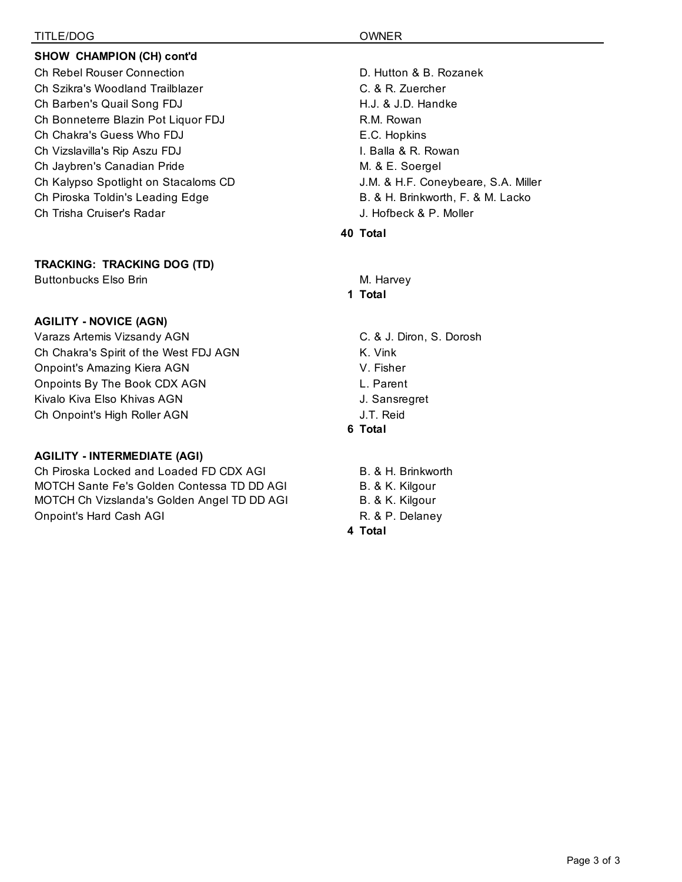| TITLE/DOG | OWNER |
| --- | --- |
| **SHOW CHAMPION (CH) cont'd** | |
| Ch Rebel Rouser Connection | D. Hutton & B. Rozanek |
| Ch Szikra's Woodland Trailblazer | C. & R. Zuercher |
| Ch Barben's Quail Song FDJ | H.J. & J.D. Handke |
| Ch Bonneterre Blazin Pot Liquor FDJ | R.M. Rowan |
| Ch Chakra's Guess Who FDJ | E.C. Hopkins |
| Ch Vizslavilla's Rip Aszu FDJ | I. Balla & R. Rowan |
| Ch Jaybren's Canadian Pride | M. & E. Soergel |
| Ch Kalypso Spotlight on Stacaloms CD | J.M. & H.F. Coneybeare, S.A. Miller |
| Ch Piroska Toldin's Leading Edge | B. & H. Brinkworth, F. & M. Lacko |
| Ch Trisha Cruiser's Radar | J. Hofbeck & P. Moller |
| | **40 Total** |
| **TRACKING: TRACKING DOG (TD)** | |
| Buttonbucks Elso Brin | M. Harvey |
| | **1 Total** |
| **AGILITY - NOVICE (AGN)** | |
| Varazs Artemis Vizsandy AGN | C. & J. Diron, S. Dorosh |
| Ch Chakra's Spirit of the West FDJ AGN | K. Vink |
| Onpoint's Amazing Kiera AGN | V. Fisher |
| Onpoints By The Book CDX AGN | L. Parent |
| Kivalo Kiva Elso Khivas AGN | J. Sansregret |
| Ch Onpoint's High Roller AGN | J.T. Reid |
| | **6 Total** |
| **AGILITY - INTERMEDIATE (AGI)** | |
| Ch Piroska Locked and Loaded FD CDX AGI | B. & H. Brinkworth |
| MOTCH Sante Fe's Golden Contessa TD DD AGI | B. & K. Kilgour |
| MOTCH Ch Vizslanda's Golden Angel TD DD AGI | B. & K. Kilgour |
| Onpoint's Hard Cash AGI | R. & P. Delaney |
| | **4 Total** |